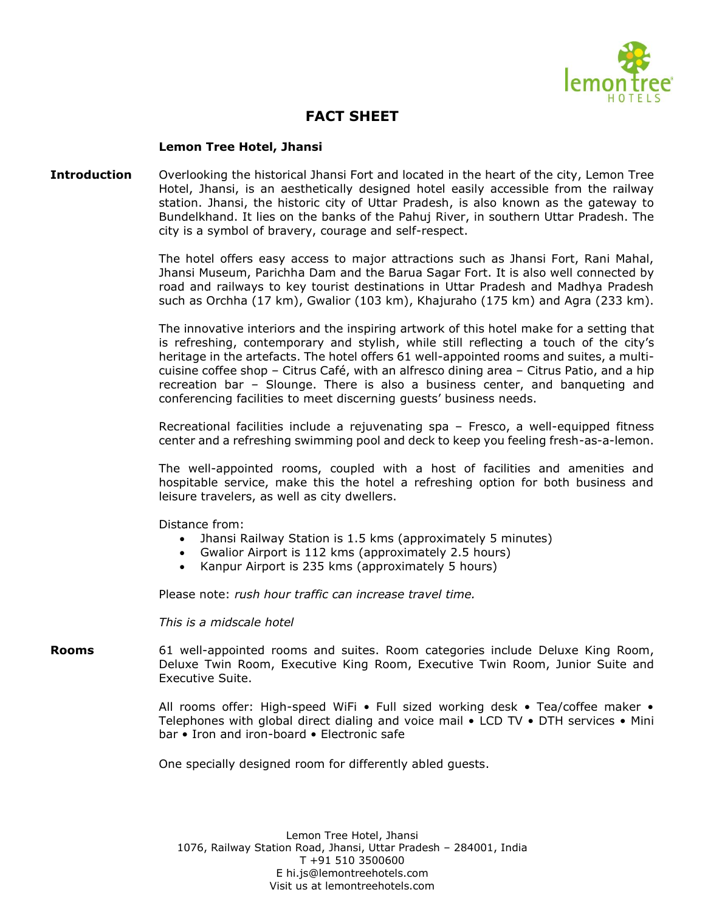# FACT SHEET

**Lemon Tree Hotel, Jhansi**

**Introduction**

Overlooking the historical Jhansi Fort and located in the heart of the city, Lemon Tree Hotel, Jhansi, is an aesthetically designed hotel easily accessible from the railway station. Jhansi, the historic city of Uttar Pradesh, is also known as the gateway to Bundelkhand. It lies on the banks of the Pahuj River, in southern Uttar Pradesh. The city is a symbol of bravery, courage and self-respect.

The hotel offers easy access to major attractions such as Jhansi Fort, Rani Mahal, Jhansi Museum, Parichha Dam and the Barua Sagar Fort. It is also well connected by road and railways to key tourist destinations in Uttar Pradesh and Madhya Pradesh such as Orchha (17 km), Gwalior (103 km), Khajuraho (175 km) and Agra (233 km).

The innovative interiors and the inspiring artwork of this hotel make for a setting that is refreshing, contemporary and stylish, while still reflecting a touch of the city's heritage in the artefacts. The hotel offers 61 well-appointed rooms and suites, a multi-cuisine coffee shop – Citrus Café, with an alfresco dining area – Citrus Patio, and a hip recreation bar – Slounge. There is also a business center, and banqueting and conferencing facilities to meet discerning guests' business needs.

Recreational facilities include a rejuvenating spa – Fresco, a well-equipped fitness center and a refreshing swimming pool and deck to keep you feeling fresh-as-a-lemon.

The well-appointed rooms, coupled with a host of facilities and amenities and hospitable service, make this the hotel a refreshing option for both business and leisure travelers, as well as city dwellers.

Distance from:

- Jhansi Railway Station is 1.5 kms (approximately 5 minutes)
- Gwalior Airport is 112 kms (approximately 2.5 hours)
- Kanpur Airport is 235 kms (approximately 5 hours)

Please note: *rush hour traffic can increase travel time.*

*This is a midscale hotel*

**Rooms**

61 well-appointed rooms and suites. Room categories include Deluxe King Room, Deluxe Twin Room, Executive King Room, Executive Twin Room, Junior Suite and Executive Suite.

All rooms offer: High-speed WiFi • Full sized working desk • Tea/coffee maker • Telephones with global direct dialing and voice mail • LCD TV • DTH services • Mini bar • Iron and iron-board • Electronic safe

One specially designed room for differently abled guests.

Lemon Tree Hotel, Jhansi
1076, Railway Station Road, Jhansi, Uttar Pradesh – 284001, India
T +91 510 3500600
E hi.js@lemontreehotels.com
Visit us at lemontreehotels.com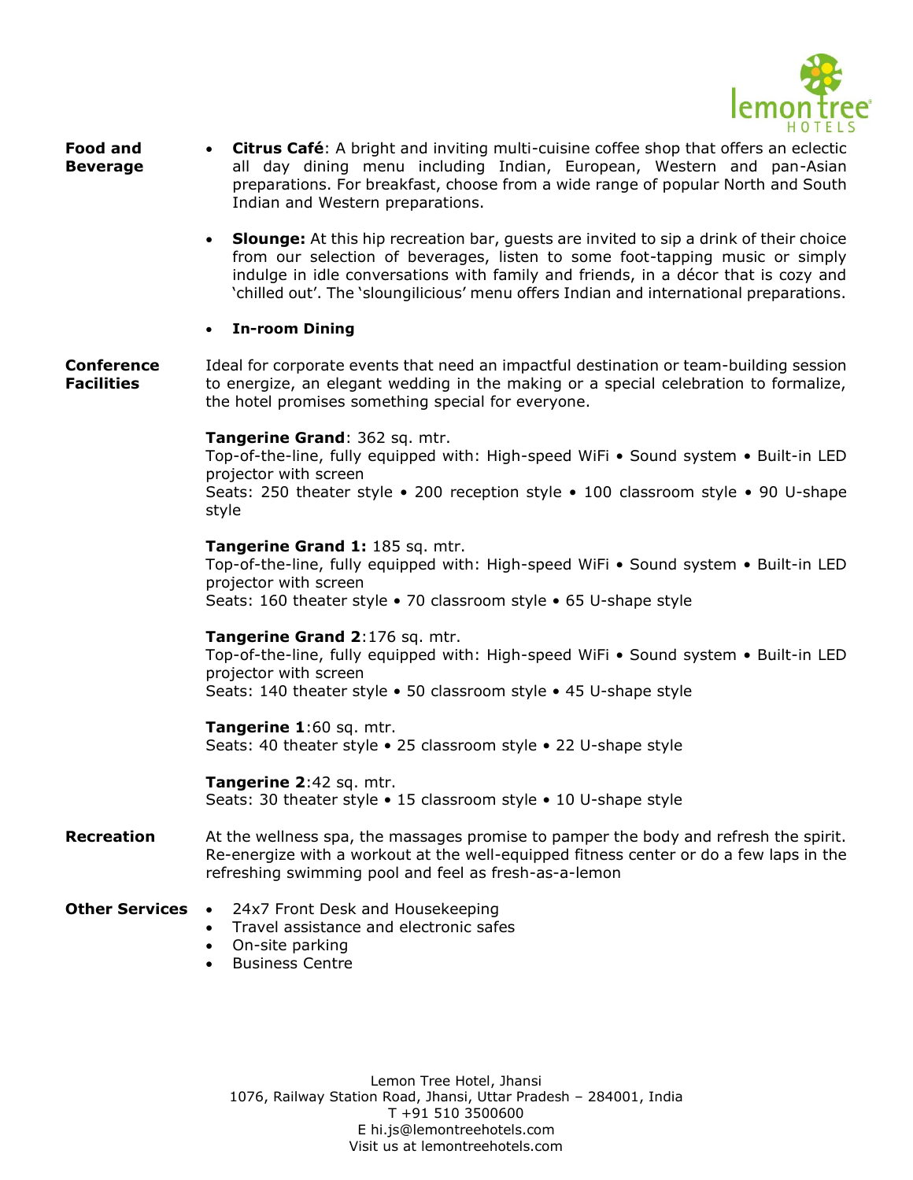**Food and Beverage**

- **Citrus Café**: A bright and inviting multi-cuisine coffee shop that offers an eclectic all day dining menu including Indian, European, Western and pan-Asian preparations. For breakfast, choose from a wide range of popular North and South Indian and Western preparations.
- **Slounge:** At this hip recreation bar, guests are invited to sip a drink of their choice from our selection of beverages, listen to some foot-tapping music or simply indulge in idle conversations with family and friends, in a décor that is cozy and 'chilled out'. The 'sloungilicious' menu offers Indian and international preparations.
- **In-room Dining**

**Conference Facilities**

Ideal for corporate events that need an impactful destination or team-building session to energize, an elegant wedding in the making or a special celebration to formalize, the hotel promises something special for everyone.

**Tangerine Grand**: 362 sq. mtr.
Top-of-the-line, fully equipped with: High-speed WiFi • Sound system • Built-in LED projector with screen
Seats: 250 theater style • 200 reception style • 100 classroom style • 90 U-shape style

**Tangerine Grand 1:** 185 sq. mtr.
Top-of-the-line, fully equipped with: High-speed WiFi • Sound system • Built-in LED projector with screen
Seats: 160 theater style • 70 classroom style • 65 U-shape style

**Tangerine Grand 2**:176 sq. mtr.
Top-of-the-line, fully equipped with: High-speed WiFi • Sound system • Built-in LED projector with screen
Seats: 140 theater style • 50 classroom style • 45 U-shape style

**Tangerine 1**:60 sq. mtr.
Seats: 40 theater style • 25 classroom style • 22 U-shape style

**Tangerine 2**:42 sq. mtr.
Seats: 30 theater style • 15 classroom style • 10 U-shape style

**Recreation**

At the wellness spa, the massages promise to pamper the body and refresh the spirit. Re-energize with a workout at the well-equipped fitness center or do a few laps in the refreshing swimming pool and feel as fresh-as-a-lemon

**Other Services**

- 24x7 Front Desk and Housekeeping
- Travel assistance and electronic safes
- On-site parking
- Business Centre

Lemon Tree Hotel, Jhansi
1076, Railway Station Road, Jhansi, Uttar Pradesh – 284001, India
T +91 510 3500600
E hi.js@lemontreehotels.com
Visit us at lemontreehotels.com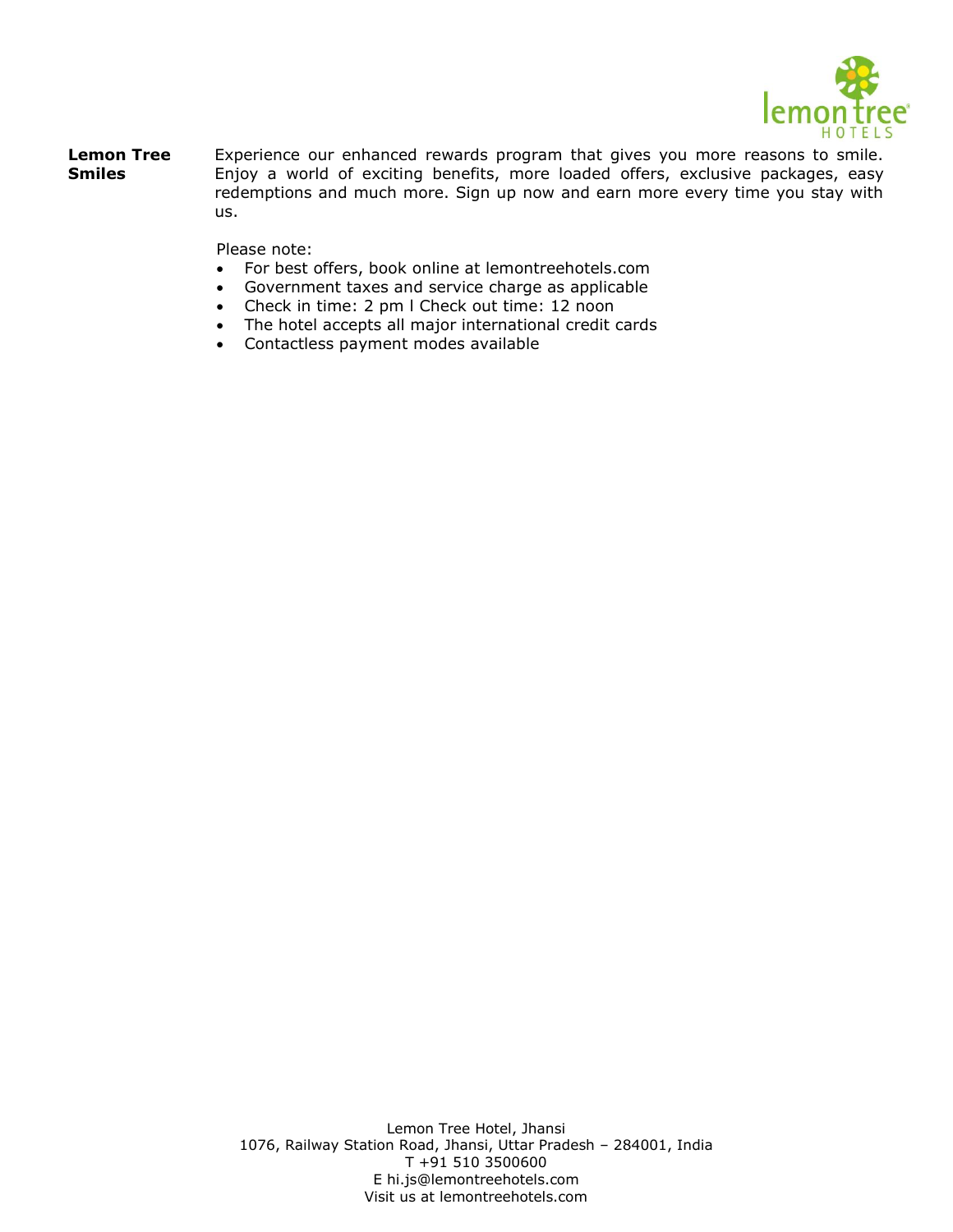**Lemon Tree Smiles**

Experience our enhanced rewards program that gives you more reasons to smile. Enjoy a world of exciting benefits, more loaded offers, exclusive packages, easy redemptions and much more. Sign up now and earn more every time you stay with us.

Please note:

- For best offers, book online at lemontreehotels.com
- Government taxes and service charge as applicable
- Check in time: 2 pm l Check out time: 12 noon
- The hotel accepts all major international credit cards
- Contactless payment modes available

Lemon Tree Hotel, Jhansi
1076, Railway Station Road, Jhansi, Uttar Pradesh – 284001, India
T +91 510 3500600
E hi.js@lemontreehotels.com
Visit us at lemontreehotels.com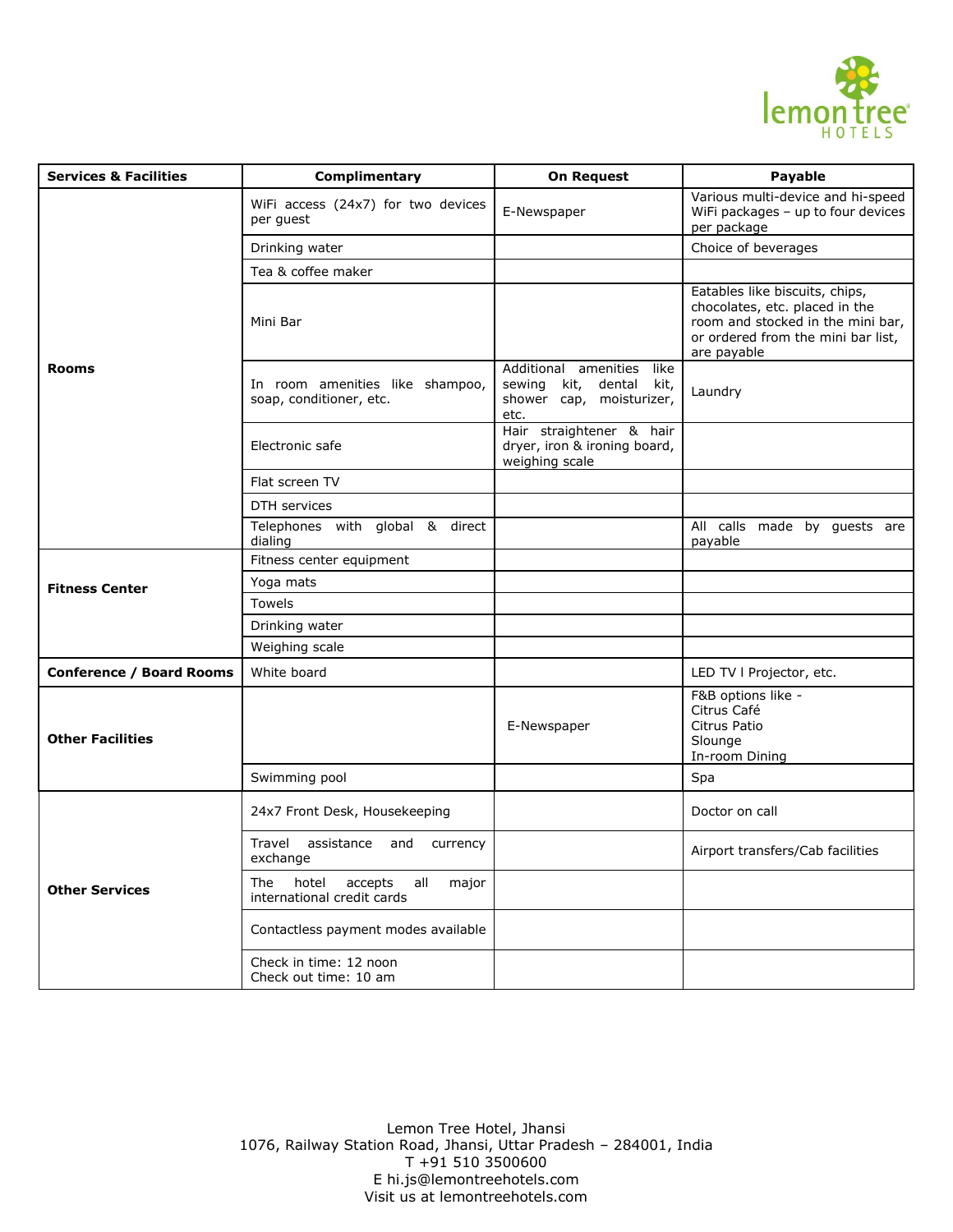| Services & Facilities | Complimentary | On Request | Payable |
|---|---|---|---|
| Rooms | WiFi access (24x7) for two devices per guest | E-Newspaper | Various multi-device and hi-speed WiFi packages – up to four devices per package |
| | Drinking water | | Choice of beverages |
| | Tea & coffee maker | | |
| | Mini Bar | | Eatables like biscuits, chips, chocolates, etc. placed in the room and stocked in the mini bar, or ordered from the mini bar list, are payable |
| | In room amenities like shampoo, soap, conditioner, etc. | Additional amenities like sewing kit, dental kit, shower cap, moisturizer, etc. | Laundry |
| | Electronic safe | Hair straightener & hair dryer, iron & ironing board, weighing scale | |
| | Flat screen TV | | |
| | DTH services | | |
| | Telephones with global & direct dialing | | All calls made by guests are payable |
| Fitness Center | Fitness center equipment | | |
| | Yoga mats | | |
| | Towels | | |
| | Drinking water | | |
| | Weighing scale | | |
| Conference / Board Rooms | White board | | LED TV l Projector, etc. |
| Other Facilities | | E-Newspaper | F&B options like -<br>Citrus Café<br>Citrus Patio<br>Slounge<br>In-room Dining |
| | Swimming pool | | Spa |
| Other Services | 24x7 Front Desk, Housekeeping | | Doctor on call |
| | Travel assistance and currency exchange | | Airport transfers/Cab facilities |
| | The hotel accepts all major international credit cards | | |
| | Contactless payment modes available | | |
| | Check in time: 12 noon<br>Check out time: 10 am | | |

Lemon Tree Hotel, Jhansi
1076, Railway Station Road, Jhansi, Uttar Pradesh – 284001, India
T +91 510 3500600
E hi.js@lemontreehotels.com
Visit us at lemontreehotels.com